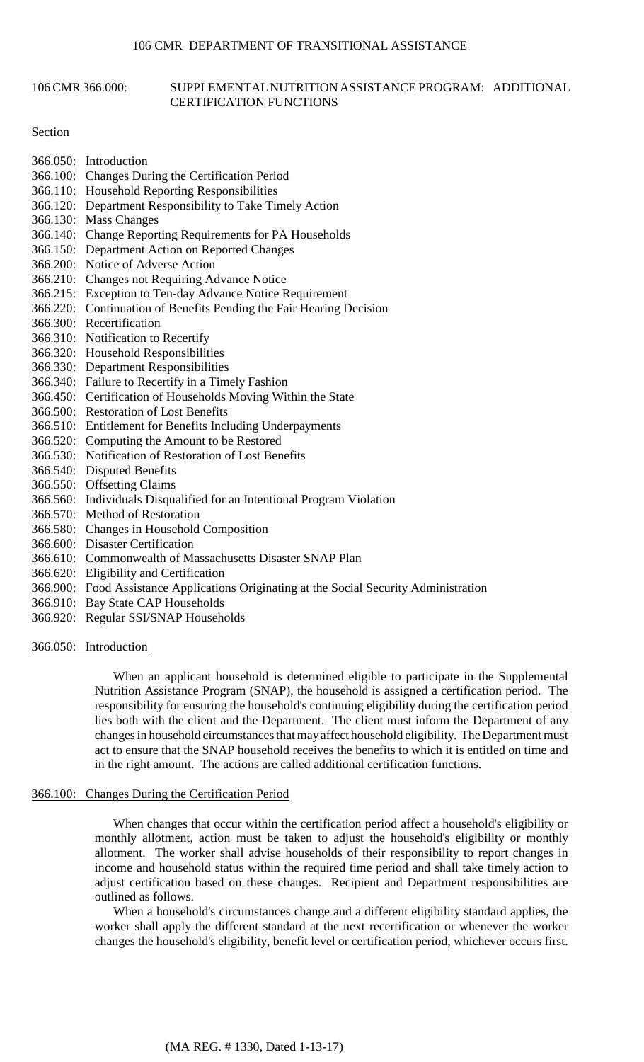# 106 CMR 366.000: SUPPLEMENTAL NUTRITION ASSISTANCE PROGRAM: ADDITIONAL CERTIFICATION FUNCTIONS

Section

366.050: Introduction
366.100: Changes During the Certification Period
366.110: Household Reporting Responsibilities
366.120: Department Responsibility to Take Timely Action
366.130: Mass Changes
366.140: Change Reporting Requirements for PA Households
366.150: Department Action on Reported Changes
366.200: Notice of Adverse Action
366.210: Changes not Requiring Advance Notice
366.215: Exception to Ten-day Advance Notice Requirement
366.220: Continuation of Benefits Pending the Fair Hearing Decision
366.300: Recertification
366.310: Notification to Recertify
366.320: Household Responsibilities
366.330: Department Responsibilities
366.340: Failure to Recertify in a Timely Fashion
366.450: Certification of Households Moving Within the State
366.500: Restoration of Lost Benefits
366.510: Entitlement for Benefits Including Underpayments
366.520: Computing the Amount to be Restored
366.530: Notification of Restoration of Lost Benefits
366.540: Disputed Benefits
366.550: Offsetting Claims
366.560: Individuals Disqualified for an Intentional Program Violation
366.570: Method of Restoration
366.580: Changes in Household Composition
366.600: Disaster Certification
366.610: Commonwealth of Massachusetts Disaster SNAP Plan
366.620: Eligibility and Certification
366.900: Food Assistance Applications Originating at the Social Security Administration
366.910: Bay State CAP Households
366.920: Regular SSI/SNAP Households

## 366.050: Introduction

When an applicant household is determined eligible to participate in the Supplemental Nutrition Assistance Program (SNAP), the household is assigned a certification period. The responsibility for ensuring the household's continuing eligibility during the certification period lies both with the client and the Department. The client must inform the Department of any changes in household circumstances that may affect household eligibility. The Department must act to ensure that the SNAP household receives the benefits to which it is entitled on time and in the right amount. The actions are called additional certification functions.

## 366.100: Changes During the Certification Period

When changes that occur within the certification period affect a household's eligibility or monthly allotment, action must be taken to adjust the household's eligibility or monthly allotment. The worker shall advise households of their responsibility to report changes in income and household status within the required time period and shall take timely action to adjust certification based on these changes. Recipient and Department responsibilities are outlined as follows.

When a household's circumstances change and a different eligibility standard applies, the worker shall apply the different standard at the next recertification or whenever the worker changes the household's eligibility, benefit level or certification period, whichever occurs first.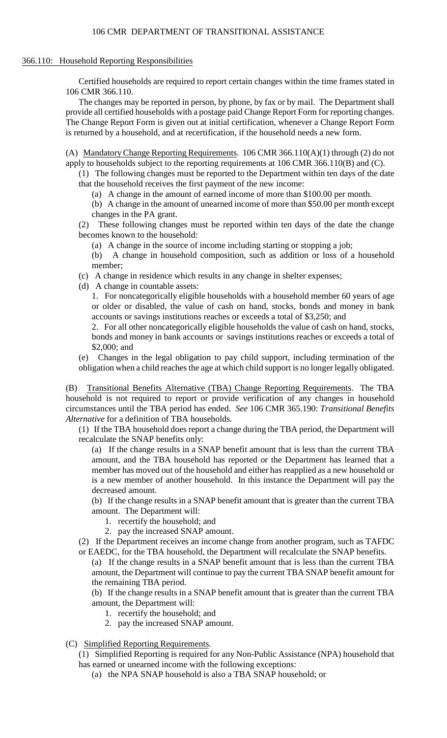## 366.110: Household Reporting Responsibilities

Certified households are required to report certain changes within the time frames stated in 106 CMR 366.110.

The changes may be reported in person, by phone, by fax or by mail. The Department shall provide all certified households with a postage paid Change Report Form for reporting changes. The Change Report Form is given out at initial certification, whenever a Change Report Form is returned by a household, and at recertification, if the household needs a new form.

(A) Mandatory Change Reporting Requirements. 106 CMR 366.110(A)(1) through (2) do not apply to households subject to the reporting requirements at 106 CMR 366.110(B) and (C).

(1) The following changes must be reported to the Department within ten days of the date that the household receives the first payment of the new income:

(a) A change in the amount of earned income of more than $100.00 per month.

(b) A change in the amount of unearned income of more than $50.00 per month except changes in the PA grant.

(2) These following changes must be reported within ten days of the date the change becomes known to the household:

(a) A change in the source of income including starting or stopping a job;

(b) A change in household composition, such as addition or loss of a household member;

(c) A change in residence which results in any change in shelter expenses;

(d) A change in countable assets:

1. For noncategorically eligible households with a household member 60 years of age or older or disabled, the value of cash on hand, stocks, bonds and money in bank accounts or savings institutions reaches or exceeds a total of $3,250; and

2. For all other noncategorically eligible households the value of cash on hand, stocks, bonds and money in bank accounts or savings institutions reaches or exceeds a total of $2,000; and

(e) Changes in the legal obligation to pay child support, including termination of the obligation when a child reaches the age at which child support is no longer legally obligated.

(B) Transitional Benefits Alternative (TBA) Change Reporting Requirements. The TBA household is not required to report or provide verification of any changes in household circumstances until the TBA period has ended. *See* 106 CMR 365.190: *Transitional Benefits Alternative* for a definition of TBA households.

(1) If the TBA household does report a change during the TBA period, the Department will recalculate the SNAP benefits only:

(a) If the change results in a SNAP benefit amount that is less than the current TBA amount, and the TBA household has reported or the Department has learned that a member has moved out of the household and either has reapplied as a new household or is a new member of another household. In this instance the Department will pay the decreased amount.

(b) If the change results in a SNAP benefit amount that is greater than the current TBA amount. The Department will:

1. recertify the household; and
2. pay the increased SNAP amount.

(2) If the Department receives an income change from another program, such as TAFDC or EAEDC, for the TBA household, the Department will recalculate the SNAP benefits.

(a) If the change results in a SNAP benefit amount that is less than the current TBA amount, the Department will continue to pay the current TBA SNAP benefit amount for the remaining TBA period.

(b) If the change results in a SNAP benefit amount that is greater than the current TBA amount, the Department will:

1. recertify the household; and
2. pay the increased SNAP amount.

(C) Simplified Reporting Requirements.

(1) Simplified Reporting is required for any Non-Public Assistance (NPA) household that has earned or unearned income with the following exceptions:

(a) the NPA SNAP household is also a TBA SNAP household; or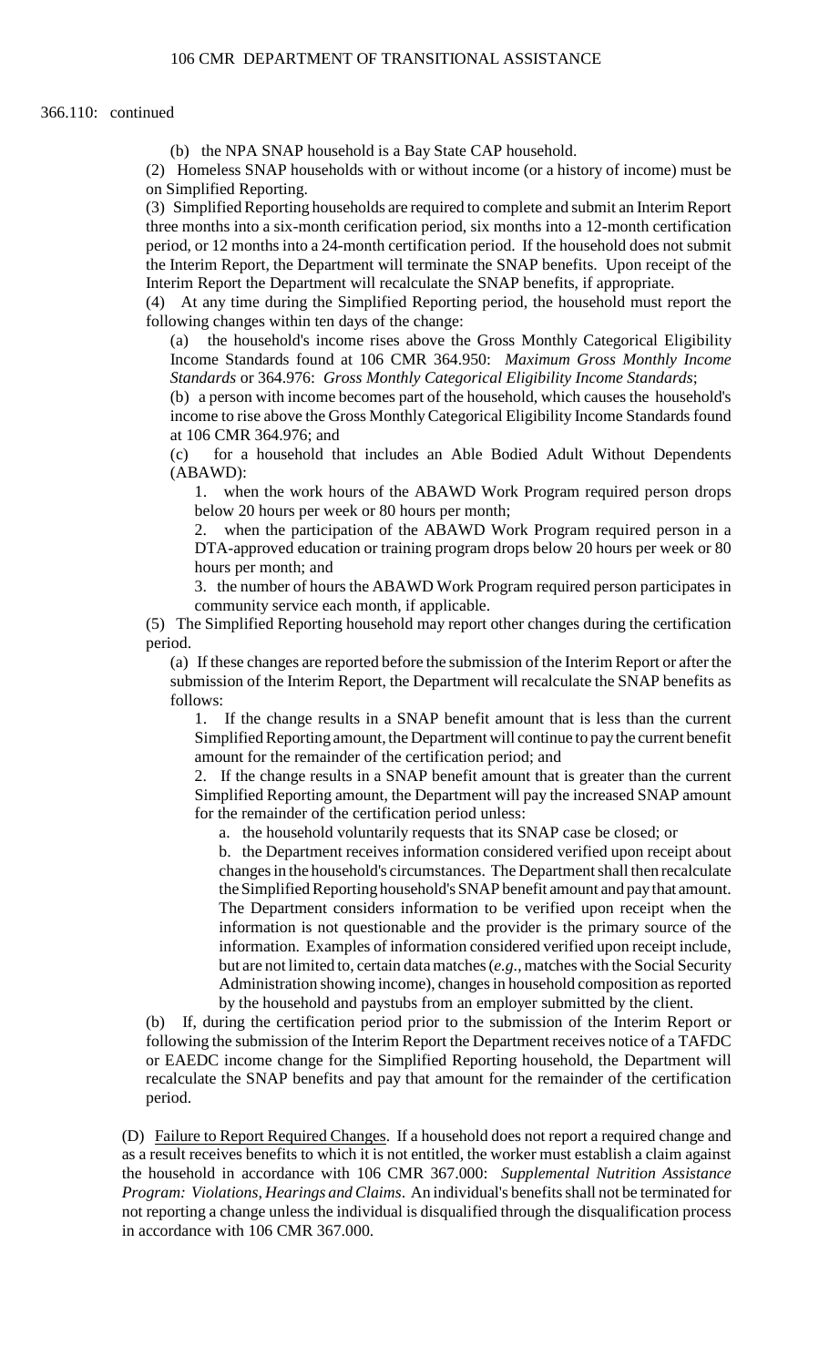366.110: continued

(b) the NPA SNAP household is a Bay State CAP household.

(2) Homeless SNAP households with or without income (or a history of income) must be on Simplified Reporting.

(3) Simplified Reporting households are required to complete and submit an Interim Report three months into a six-month cerification period, six months into a 12-month certification period, or 12 months into a 24-month certification period. If the household does not submit the Interim Report, the Department will terminate the SNAP benefits. Upon receipt of the Interim Report the Department will recalculate the SNAP benefits, if appropriate.

(4) At any time during the Simplified Reporting period, the household must report the following changes within ten days of the change:

(a) the household's income rises above the Gross Monthly Categorical Eligibility Income Standards found at 106 CMR 364.950: *Maximum Gross Monthly Income Standards* or 364.976: *Gross Monthly Categorical Eligibility Income Standards*;

(b) a person with income becomes part of the household, which causes the household's income to rise above the Gross Monthly Categorical Eligibility Income Standards found at 106 CMR 364.976; and

(c) for a household that includes an Able Bodied Adult Without Dependents (ABAWD):

1. when the work hours of the ABAWD Work Program required person drops below 20 hours per week or 80 hours per month;

2. when the participation of the ABAWD Work Program required person in a DTA-approved education or training program drops below 20 hours per week or 80 hours per month; and

3. the number of hours the ABAWD Work Program required person participates in community service each month, if applicable.

(5) The Simplified Reporting household may report other changes during the certification period.

(a) If these changes are reported before the submission of the Interim Report or after the submission of the Interim Report, the Department will recalculate the SNAP benefits as follows:

1. If the change results in a SNAP benefit amount that is less than the current Simplified Reporting amount, the Department will continue to pay the current benefit amount for the remainder of the certification period; and

2. If the change results in a SNAP benefit amount that is greater than the current Simplified Reporting amount, the Department will pay the increased SNAP amount for the remainder of the certification period unless:

a. the household voluntarily requests that its SNAP case be closed; or

b. the Department receives information considered verified upon receipt about changes in the household's circumstances. The Department shall then recalculate the Simplified Reporting household's SNAP benefit amount and pay that amount. The Department considers information to be verified upon receipt when the information is not questionable and the provider is the primary source of the information. Examples of information considered verified upon receipt include, but are not limited to, certain data matches (*e.g.*, matches with the Social Security Administration showing income), changes in household composition as reported by the household and paystubs from an employer submitted by the client.

(b) If, during the certification period prior to the submission of the Interim Report or following the submission of the Interim Report the Department receives notice of a TAFDC or EAEDC income change for the Simplified Reporting household, the Department will recalculate the SNAP benefits and pay that amount for the remainder of the certification period.

(D) <u>Failure to Report Required Changes</u>. If a household does not report a required change and as a result receives benefits to which it is not entitled, the worker must establish a claim against the household in accordance with 106 CMR 367.000: *Supplemental Nutrition Assistance Program: Violations, Hearings and Claims*. An individual's benefits shall not be terminated for not reporting a change unless the individual is disqualified through the disqualification process in accordance with 106 CMR 367.000.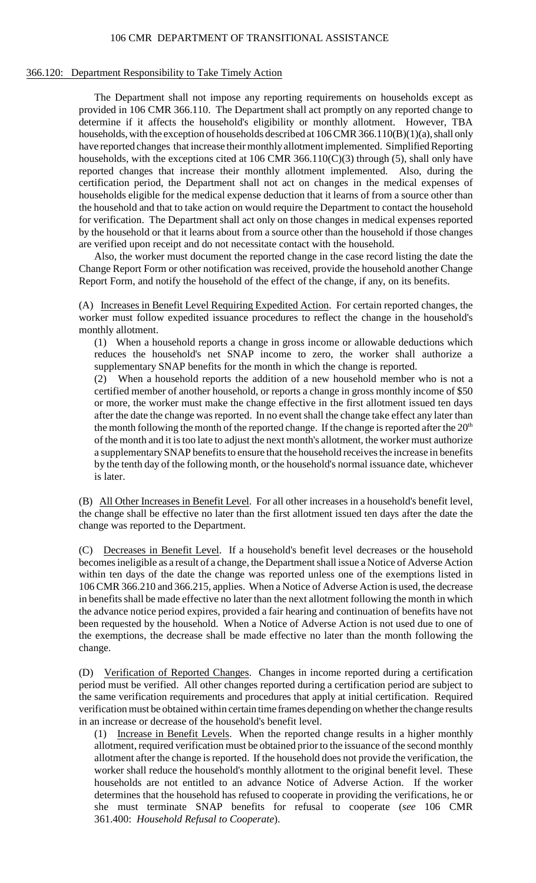## 366.120: Department Responsibility to Take Timely Action

The Department shall not impose any reporting requirements on households except as provided in 106 CMR 366.110. The Department shall act promptly on any reported change to determine if it affects the household's eligibility or monthly allotment. However, TBA households, with the exception of households described at 106 CMR 366.110(B)(1)(a), shall only have reported changes that increase their monthly allotment implemented. Simplified Reporting households, with the exceptions cited at 106 CMR 366.110(C)(3) through (5), shall only have reported changes that increase their monthly allotment implemented. Also, during the certification period, the Department shall not act on changes in the medical expenses of households eligible for the medical expense deduction that it learns of from a source other than the household and that to take action on would require the Department to contact the household for verification. The Department shall act only on those changes in medical expenses reported by the household or that it learns about from a source other than the household if those changes are verified upon receipt and do not necessitate contact with the household.

Also, the worker must document the reported change in the case record listing the date the Change Report Form or other notification was received, provide the household another Change Report Form, and notify the household of the effect of the change, if any, on its benefits.

(A) Increases in Benefit Level Requiring Expedited Action. For certain reported changes, the worker must follow expedited issuance procedures to reflect the change in the household's monthly allotment.

(1) When a household reports a change in gross income or allowable deductions which reduces the household's net SNAP income to zero, the worker shall authorize a supplementary SNAP benefits for the month in which the change is reported.

(2) When a household reports the addition of a new household member who is not a certified member of another household, or reports a change in gross monthly income of $50 or more, the worker must make the change effective in the first allotment issued ten days after the date the change was reported. In no event shall the change take effect any later than the month following the month of the reported change. If the change is reported after the 20th of the month and it is too late to adjust the next month's allotment, the worker must authorize a supplementary SNAP benefits to ensure that the household receives the increase in benefits by the tenth day of the following month, or the household's normal issuance date, whichever is later.

(B) All Other Increases in Benefit Level. For all other increases in a household's benefit level, the change shall be effective no later than the first allotment issued ten days after the date the change was reported to the Department.

(C) Decreases in Benefit Level. If a household's benefit level decreases or the household becomes ineligible as a result of a change, the Department shall issue a Notice of Adverse Action within ten days of the date the change was reported unless one of the exemptions listed in 106 CMR 366.210 and 366.215, applies. When a Notice of Adverse Action is used, the decrease in benefits shall be made effective no later than the next allotment following the month in which the advance notice period expires, provided a fair hearing and continuation of benefits have not been requested by the household. When a Notice of Adverse Action is not used due to one of the exemptions, the decrease shall be made effective no later than the month following the change.

(D) Verification of Reported Changes. Changes in income reported during a certification period must be verified. All other changes reported during a certification period are subject to the same verification requirements and procedures that apply at initial certification. Required verification must be obtained within certain time frames depending on whether the change results in an increase or decrease of the household's benefit level.

(1) Increase in Benefit Levels. When the reported change results in a higher monthly allotment, required verification must be obtained prior to the issuance of the second monthly allotment after the change is reported. If the household does not provide the verification, the worker shall reduce the household's monthly allotment to the original benefit level. These households are not entitled to an advance Notice of Adverse Action. If the worker determines that the household has refused to cooperate in providing the verifications, he or she must terminate SNAP benefits for refusal to cooperate (*see* 106 CMR 361.400: *Household Refusal to Cooperate*).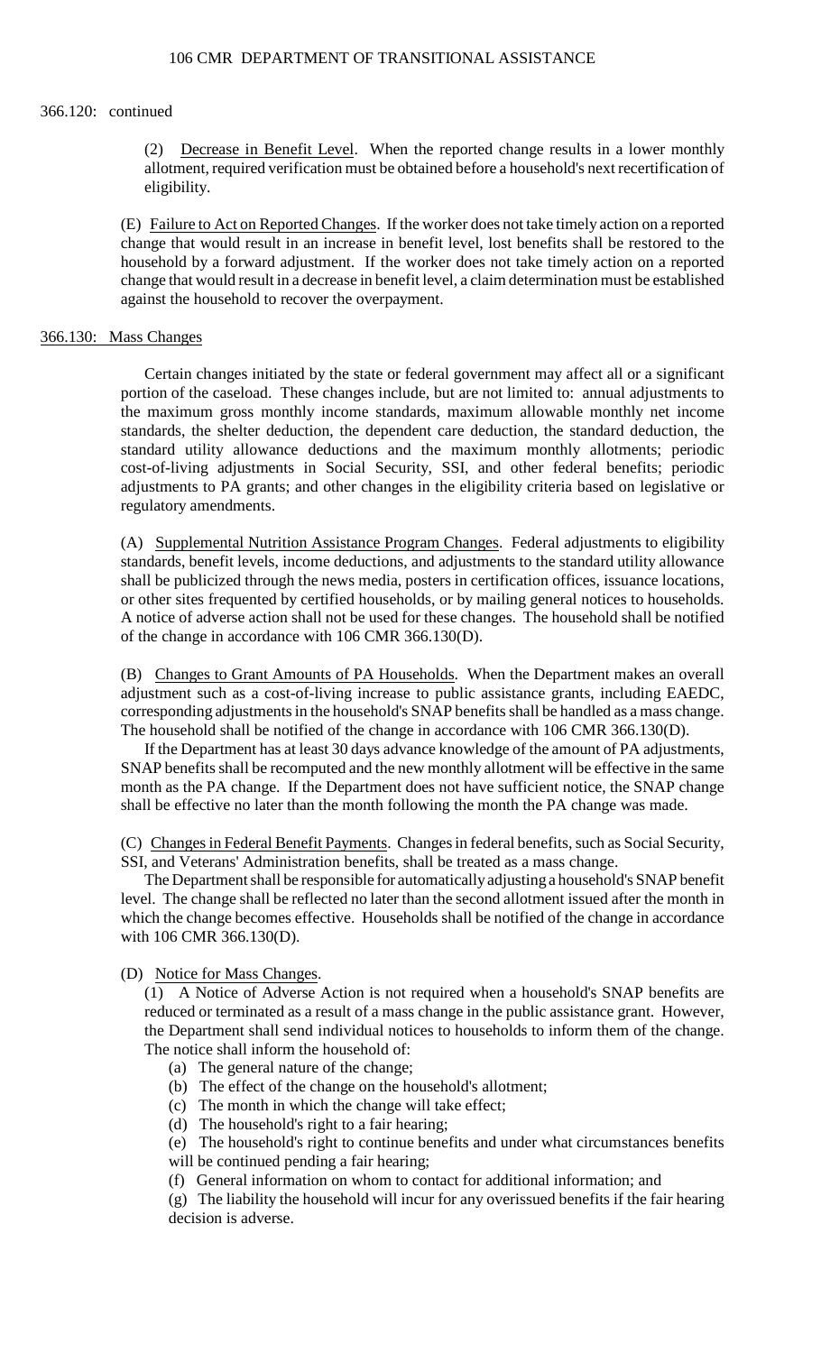366.120: continued

(2) Decrease in Benefit Level. When the reported change results in a lower monthly allotment, required verification must be obtained before a household's next recertification of eligibility.

(E) Failure to Act on Reported Changes. If the worker does not take timely action on a reported change that would result in an increase in benefit level, lost benefits shall be restored to the household by a forward adjustment. If the worker does not take timely action on a reported change that would result in a decrease in benefit level, a claim determination must be established against the household to recover the overpayment.

## 366.130: Mass Changes

Certain changes initiated by the state or federal government may affect all or a significant portion of the caseload. These changes include, but are not limited to: annual adjustments to the maximum gross monthly income standards, maximum allowable monthly net income standards, the shelter deduction, the dependent care deduction, the standard deduction, the standard utility allowance deductions and the maximum monthly allotments; periodic cost-of-living adjustments in Social Security, SSI, and other federal benefits; periodic adjustments to PA grants; and other changes in the eligibility criteria based on legislative or regulatory amendments.

(A) Supplemental Nutrition Assistance Program Changes. Federal adjustments to eligibility standards, benefit levels, income deductions, and adjustments to the standard utility allowance shall be publicized through the news media, posters in certification offices, issuance locations, or other sites frequented by certified households, or by mailing general notices to households. A notice of adverse action shall not be used for these changes. The household shall be notified of the change in accordance with 106 CMR 366.130(D).

(B) Changes to Grant Amounts of PA Households. When the Department makes an overall adjustment such as a cost-of-living increase to public assistance grants, including EAEDC, corresponding adjustments in the household's SNAP benefits shall be handled as a mass change. The household shall be notified of the change in accordance with 106 CMR 366.130(D).

If the Department has at least 30 days advance knowledge of the amount of PA adjustments, SNAP benefits shall be recomputed and the new monthly allotment will be effective in the same month as the PA change. If the Department does not have sufficient notice, the SNAP change shall be effective no later than the month following the month the PA change was made.

(C) Changes in Federal Benefit Payments. Changes in federal benefits, such as Social Security, SSI, and Veterans' Administration benefits, shall be treated as a mass change.

The Department shall be responsible for automatically adjusting a household's SNAP benefit level. The change shall be reflected no later than the second allotment issued after the month in which the change becomes effective. Households shall be notified of the change in accordance with 106 CMR 366.130(D).

(D) Notice for Mass Changes.

(1) A Notice of Adverse Action is not required when a household's SNAP benefits are reduced or terminated as a result of a mass change in the public assistance grant. However, the Department shall send individual notices to households to inform them of the change. The notice shall inform the household of:

(a) The general nature of the change;

(b) The effect of the change on the household's allotment;

(c) The month in which the change will take effect;

(d) The household's right to a fair hearing;

(e) The household's right to continue benefits and under what circumstances benefits will be continued pending a fair hearing;

(f) General information on whom to contact for additional information; and

(g) The liability the household will incur for any overissued benefits if the fair hearing decision is adverse.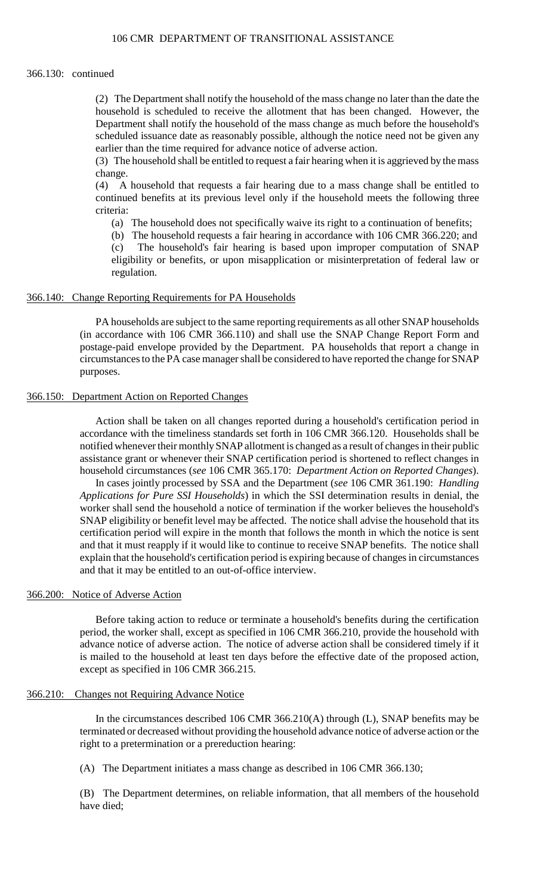366.130: continued

(2) The Department shall notify the household of the mass change no later than the date the household is scheduled to receive the allotment that has been changed. However, the Department shall notify the household of the mass change as much before the household's scheduled issuance date as reasonably possible, although the notice need not be given any earlier than the time required for advance notice of adverse action.

(3) The household shall be entitled to request a fair hearing when it is aggrieved by the mass change.

(4) A household that requests a fair hearing due to a mass change shall be entitled to continued benefits at its previous level only if the household meets the following three criteria:

(a) The household does not specifically waive its right to a continuation of benefits;

(b) The household requests a fair hearing in accordance with 106 CMR 366.220; and

(c) The household's fair hearing is based upon improper computation of SNAP eligibility or benefits, or upon misapplication or misinterpretation of federal law or regulation.

## 366.140: Change Reporting Requirements for PA Households

PA households are subject to the same reporting requirements as all other SNAP households (in accordance with 106 CMR 366.110) and shall use the SNAP Change Report Form and postage-paid envelope provided by the Department. PA households that report a change in circumstances to the PA case manager shall be considered to have reported the change for SNAP purposes.

## 366.150: Department Action on Reported Changes

Action shall be taken on all changes reported during a household's certification period in accordance with the timeliness standards set forth in 106 CMR 366.120. Households shall be notified whenever their monthly SNAP allotment is changed as a result of changes in their public assistance grant or whenever their SNAP certification period is shortened to reflect changes in household circumstances (*see* 106 CMR 365.170: *Department Action on Reported Changes*).

In cases jointly processed by SSA and the Department (*see* 106 CMR 361.190: *Handling Applications for Pure SSI Households*) in which the SSI determination results in denial, the worker shall send the household a notice of termination if the worker believes the household's SNAP eligibility or benefit level may be affected. The notice shall advise the household that its certification period will expire in the month that follows the month in which the notice is sent and that it must reapply if it would like to continue to receive SNAP benefits. The notice shall explain that the household's certification period is expiring because of changes in circumstances and that it may be entitled to an out-of-office interview.

## 366.200: Notice of Adverse Action

Before taking action to reduce or terminate a household's benefits during the certification period, the worker shall, except as specified in 106 CMR 366.210, provide the household with advance notice of adverse action. The notice of adverse action shall be considered timely if it is mailed to the household at least ten days before the effective date of the proposed action, except as specified in 106 CMR 366.215.

## 366.210: Changes not Requiring Advance Notice

In the circumstances described 106 CMR 366.210(A) through (L), SNAP benefits may be terminated or decreased without providing the household advance notice of adverse action or the right to a pretermination or a prereduction hearing:

(A) The Department initiates a mass change as described in 106 CMR 366.130;

(B) The Department determines, on reliable information, that all members of the household have died;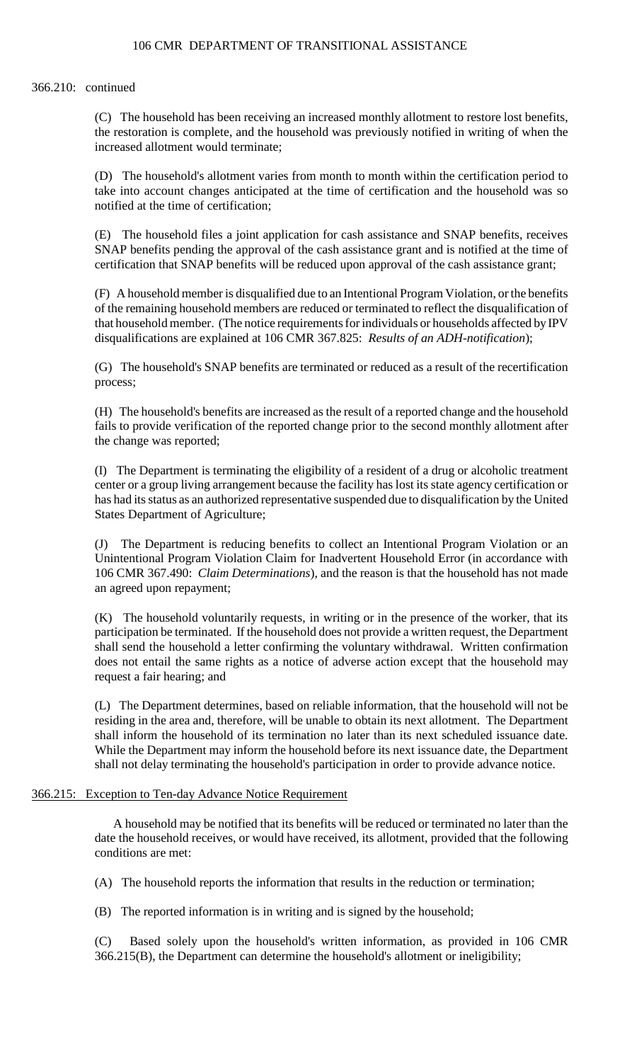366.210: continued

(C) The household has been receiving an increased monthly allotment to restore lost benefits, the restoration is complete, and the household was previously notified in writing of when the increased allotment would terminate;

(D) The household's allotment varies from month to month within the certification period to take into account changes anticipated at the time of certification and the household was so notified at the time of certification;

(E) The household files a joint application for cash assistance and SNAP benefits, receives SNAP benefits pending the approval of the cash assistance grant and is notified at the time of certification that SNAP benefits will be reduced upon approval of the cash assistance grant;

(F) A household member is disqualified due to an Intentional Program Violation, or the benefits of the remaining household members are reduced or terminated to reflect the disqualification of that household member. (The notice requirements for individuals or households affected by IPV disqualifications are explained at 106 CMR 367.825: *Results of an ADH-notification*);

(G) The household's SNAP benefits are terminated or reduced as a result of the recertification process;

(H) The household's benefits are increased as the result of a reported change and the household fails to provide verification of the reported change prior to the second monthly allotment after the change was reported;

(I) The Department is terminating the eligibility of a resident of a drug or alcoholic treatment center or a group living arrangement because the facility has lost its state agency certification or has had its status as an authorized representative suspended due to disqualification by the United States Department of Agriculture;

(J) The Department is reducing benefits to collect an Intentional Program Violation or an Unintentional Program Violation Claim for Inadvertent Household Error (in accordance with 106 CMR 367.490: *Claim Determinations*), and the reason is that the household has not made an agreed upon repayment;

(K) The household voluntarily requests, in writing or in the presence of the worker, that its participation be terminated. If the household does not provide a written request, the Department shall send the household a letter confirming the voluntary withdrawal. Written confirmation does not entail the same rights as a notice of adverse action except that the household may request a fair hearing; and

(L) The Department determines, based on reliable information, that the household will not be residing in the area and, therefore, will be unable to obtain its next allotment. The Department shall inform the household of its termination no later than its next scheduled issuance date. While the Department may inform the household before its next issuance date, the Department shall not delay terminating the household's participation in order to provide advance notice.

## 366.215: Exception to Ten-day Advance Notice Requirement

A household may be notified that its benefits will be reduced or terminated no later than the date the household receives, or would have received, its allotment, provided that the following conditions are met:

(A) The household reports the information that results in the reduction or termination;

(B) The reported information is in writing and is signed by the household;

(C) Based solely upon the household's written information, as provided in 106 CMR 366.215(B), the Department can determine the household's allotment or ineligibility;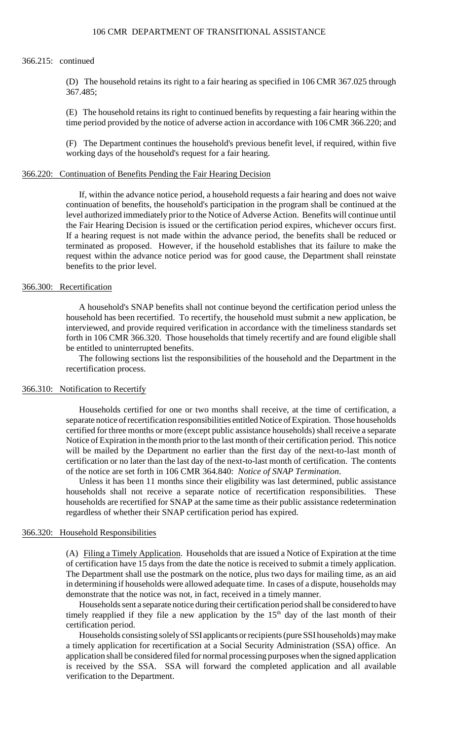366.215: continued

(D) The household retains its right to a fair hearing as specified in 106 CMR 367.025 through 367.485;

(E) The household retains its right to continued benefits by requesting a fair hearing within the time period provided by the notice of adverse action in accordance with 106 CMR 366.220; and

(F) The Department continues the household's previous benefit level, if required, within five working days of the household's request for a fair hearing.

## 366.220: Continuation of Benefits Pending the Fair Hearing Decision

If, within the advance notice period, a household requests a fair hearing and does not waive continuation of benefits, the household's participation in the program shall be continued at the level authorized immediately prior to the Notice of Adverse Action. Benefits will continue until the Fair Hearing Decision is issued or the certification period expires, whichever occurs first. If a hearing request is not made within the advance period, the benefits shall be reduced or terminated as proposed. However, if the household establishes that its failure to make the request within the advance notice period was for good cause, the Department shall reinstate benefits to the prior level.

## 366.300: Recertification

A household's SNAP benefits shall not continue beyond the certification period unless the household has been recertified. To recertify, the household must submit a new application, be interviewed, and provide required verification in accordance with the timeliness standards set forth in 106 CMR 366.320. Those households that timely recertify and are found eligible shall be entitled to uninterrupted benefits.

The following sections list the responsibilities of the household and the Department in the recertification process.

## 366.310: Notification to Recertify

Households certified for one or two months shall receive, at the time of certification, a separate notice of recertification responsibilities entitled Notice of Expiration. Those households certified for three months or more (except public assistance households) shall receive a separate Notice of Expiration in the month prior to the last month of their certification period. This notice will be mailed by the Department no earlier than the first day of the next-to-last month of certification or no later than the last day of the next-to-last month of certification. The contents of the notice are set forth in 106 CMR 364.840: *Notice of SNAP Termination*.

Unless it has been 11 months since their eligibility was last determined, public assistance households shall not receive a separate notice of recertification responsibilities. These households are recertified for SNAP at the same time as their public assistance redetermination regardless of whether their SNAP certification period has expired.

## 366.320: Household Responsibilities

(A) Filing a Timely Application. Households that are issued a Notice of Expiration at the time of certification have 15 days from the date the notice is received to submit a timely application. The Department shall use the postmark on the notice, plus two days for mailing time, as an aid in determining if households were allowed adequate time. In cases of a dispute, households may demonstrate that the notice was not, in fact, received in a timely manner.

Households sent a separate notice during their certification period shall be considered to have timely reapplied if they file a new application by the 15th day of the last month of their certification period.

Households consisting solely of SSI applicants or recipients (pure SSI households) may make a timely application for recertification at a Social Security Administration (SSA) office. An application shall be considered filed for normal processing purposes when the signed application is received by the SSA. SSA will forward the completed application and all available verification to the Department.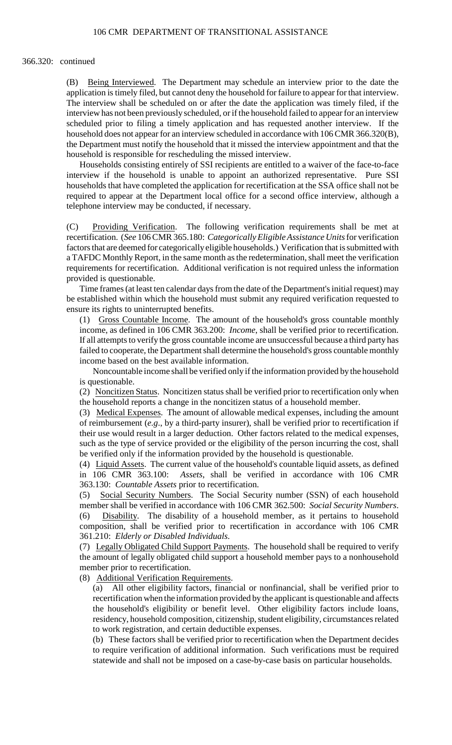366.320: continued

(B) Being Interviewed. The Department may schedule an interview prior to the date the application is timely filed, but cannot deny the household for failure to appear for that interview. The interview shall be scheduled on or after the date the application was timely filed, if the interview has not been previously scheduled, or if the household failed to appear for an interview scheduled prior to filing a timely application and has requested another interview. If the household does not appear for an interview scheduled in accordance with 106 CMR 366.320(B), the Department must notify the household that it missed the interview appointment and that the household is responsible for rescheduling the missed interview.

Households consisting entirely of SSI recipients are entitled to a waiver of the face-to-face interview if the household is unable to appoint an authorized representative. Pure SSI households that have completed the application for recertification at the SSA office shall not be required to appear at the Department local office for a second office interview, although a telephone interview may be conducted, if necessary.

(C) Providing Verification. The following verification requirements shall be met at recertification. (*See* 106 CMR 365.180: *Categorically Eligible Assistance Units* for verification factors that are deemed for categorically eligible households.) Verification that is submitted with a TAFDC Monthly Report, in the same month as the redetermination, shall meet the verification requirements for recertification. Additional verification is not required unless the information provided is questionable.

Time frames (at least ten calendar days from the date of the Department's initial request) may be established within which the household must submit any required verification requested to ensure its rights to uninterrupted benefits.

(1) Gross Countable Income. The amount of the household's gross countable monthly income, as defined in 106 CMR 363.200: *Income*, shall be verified prior to recertification. If all attempts to verify the gross countable income are unsuccessful because a third party has failed to cooperate, the Department shall determine the household's gross countable monthly income based on the best available information.

Noncountable income shall be verified only if the information provided by the household is questionable.

(2) Noncitizen Status. Noncitizen status shall be verified prior to recertification only when the household reports a change in the noncitizen status of a household member.

(3) Medical Expenses. The amount of allowable medical expenses, including the amount of reimbursement (*e.g*., by a third-party insurer), shall be verified prior to recertification if their use would result in a larger deduction. Other factors related to the medical expenses, such as the type of service provided or the eligibility of the person incurring the cost, shall be verified only if the information provided by the household is questionable.

(4) Liquid Assets. The current value of the household's countable liquid assets, as defined in 106 CMR 363.100: *Assets*, shall be verified in accordance with 106 CMR 363.130: *Countable Assets* prior to recertification.

(5) Social Security Numbers. The Social Security number (SSN) of each household member shall be verified in accordance with 106 CMR 362.500: *Social Security Numbers*.

(6) Disability. The disability of a household member, as it pertains to household composition, shall be verified prior to recertification in accordance with 106 CMR 361.210: *Elderly or Disabled Individuals.*

(7) Legally Obligated Child Support Payments. The household shall be required to verify the amount of legally obligated child support a household member pays to a nonhousehold member prior to recertification.

(8) Additional Verification Requirements.

(a) All other eligibility factors, financial or nonfinancial, shall be verified prior to recertification when the information provided by the applicant is questionable and affects the household's eligibility or benefit level. Other eligibility factors include loans, residency, household composition, citizenship, student eligibility, circumstances related to work registration, and certain deductible expenses.

(b) These factors shall be verified prior to recertification when the Department decides to require verification of additional information. Such verifications must be required statewide and shall not be imposed on a case-by-case basis on particular households.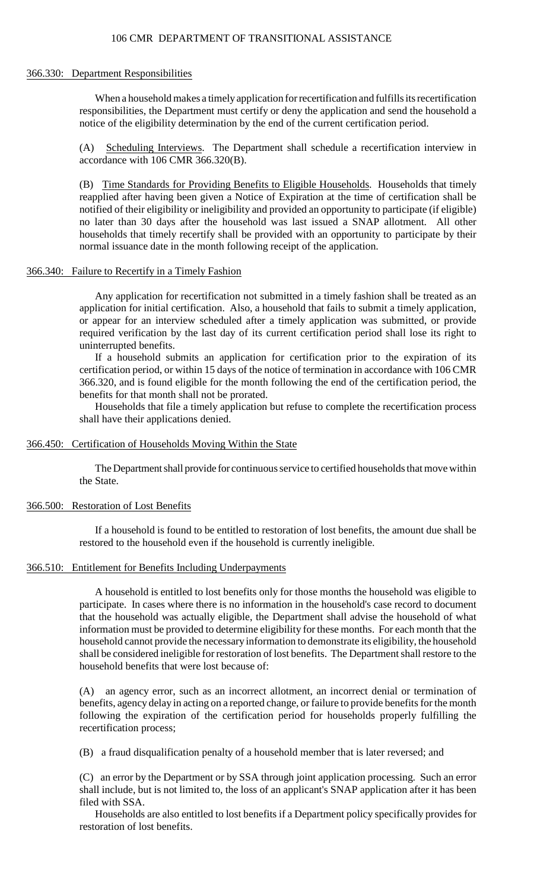### 366.330: Department Responsibilities

When a household makes a timely application for recertification and fulfills its recertification responsibilities, the Department must certify or deny the application and send the household a notice of the eligibility determination by the end of the current certification period.

(A) Scheduling Interviews. The Department shall schedule a recertification interview in accordance with 106 CMR 366.320(B).

(B) Time Standards for Providing Benefits to Eligible Households. Households that timely reapplied after having been given a Notice of Expiration at the time of certification shall be notified of their eligibility or ineligibility and provided an opportunity to participate (if eligible) no later than 30 days after the household was last issued a SNAP allotment. All other households that timely recertify shall be provided with an opportunity to participate by their normal issuance date in the month following receipt of the application.

### 366.340: Failure to Recertify in a Timely Fashion

Any application for recertification not submitted in a timely fashion shall be treated as an application for initial certification. Also, a household that fails to submit a timely application, or appear for an interview scheduled after a timely application was submitted, or provide required verification by the last day of its current certification period shall lose its right to uninterrupted benefits.

If a household submits an application for certification prior to the expiration of its certification period, or within 15 days of the notice of termination in accordance with 106 CMR 366.320, and is found eligible for the month following the end of the certification period, the benefits for that month shall not be prorated.

Households that file a timely application but refuse to complete the recertification process shall have their applications denied.

### 366.450: Certification of Households Moving Within the State

The Department shall provide for continuous service to certified households that move within the State.

### 366.500: Restoration of Lost Benefits

If a household is found to be entitled to restoration of lost benefits, the amount due shall be restored to the household even if the household is currently ineligible.

### 366.510: Entitlement for Benefits Including Underpayments

A household is entitled to lost benefits only for those months the household was eligible to participate. In cases where there is no information in the household's case record to document that the household was actually eligible, the Department shall advise the household of what information must be provided to determine eligibility for these months. For each month that the household cannot provide the necessary information to demonstrate its eligibility, the household shall be considered ineligible for restoration of lost benefits. The Department shall restore to the household benefits that were lost because of:

(A) an agency error, such as an incorrect allotment, an incorrect denial or termination of benefits, agency delay in acting on a reported change, or failure to provide benefits for the month following the expiration of the certification period for households properly fulfilling the recertification process;

(B) a fraud disqualification penalty of a household member that is later reversed; and

(C) an error by the Department or by SSA through joint application processing. Such an error shall include, but is not limited to, the loss of an applicant's SNAP application after it has been filed with SSA.

Households are also entitled to lost benefits if a Department policy specifically provides for restoration of lost benefits.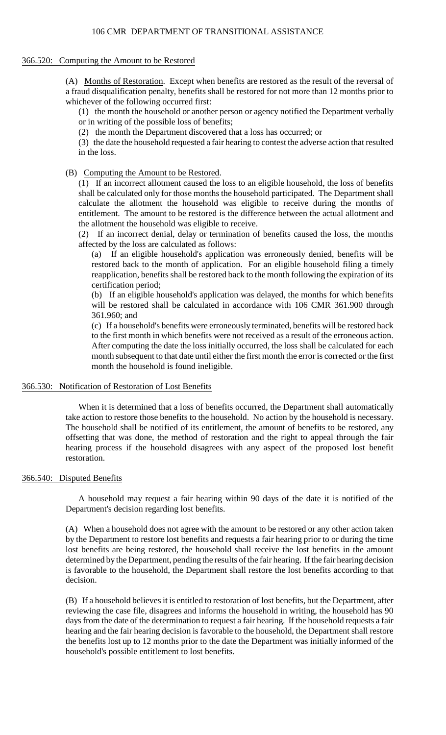## 366.520: Computing the Amount to be Restored

(A) Months of Restoration. Except when benefits are restored as the result of the reversal of a fraud disqualification penalty, benefits shall be restored for not more than 12 months prior to whichever of the following occurred first:

(1) the month the household or another person or agency notified the Department verbally or in writing of the possible loss of benefits;

(2) the month the Department discovered that a loss has occurred; or

(3) the date the household requested a fair hearing to contest the adverse action that resulted in the loss.

(B) Computing the Amount to be Restored.

(1) If an incorrect allotment caused the loss to an eligible household, the loss of benefits shall be calculated only for those months the household participated. The Department shall calculate the allotment the household was eligible to receive during the months of entitlement. The amount to be restored is the difference between the actual allotment and the allotment the household was eligible to receive.

(2) If an incorrect denial, delay or termination of benefits caused the loss, the months affected by the loss are calculated as follows:

(a) If an eligible household's application was erroneously denied, benefits will be restored back to the month of application. For an eligible household filing a timely reapplication, benefits shall be restored back to the month following the expiration of its certification period;

(b) If an eligible household's application was delayed, the months for which benefits will be restored shall be calculated in accordance with 106 CMR 361.900 through 361.960; and

(c) If a household's benefits were erroneously terminated, benefits will be restored back to the first month in which benefits were not received as a result of the erroneous action. After computing the date the loss initially occurred, the loss shall be calculated for each month subsequent to that date until either the first month the error is corrected or the first month the household is found ineligible.

## 366.530: Notification of Restoration of Lost Benefits

When it is determined that a loss of benefits occurred, the Department shall automatically take action to restore those benefits to the household. No action by the household is necessary. The household shall be notified of its entitlement, the amount of benefits to be restored, any offsetting that was done, the method of restoration and the right to appeal through the fair hearing process if the household disagrees with any aspect of the proposed lost benefit restoration.

## 366.540: Disputed Benefits

A household may request a fair hearing within 90 days of the date it is notified of the Department's decision regarding lost benefits.

(A) When a household does not agree with the amount to be restored or any other action taken by the Department to restore lost benefits and requests a fair hearing prior to or during the time lost benefits are being restored, the household shall receive the lost benefits in the amount determined by the Department, pending the results of the fair hearing. If the fair hearing decision is favorable to the household, the Department shall restore the lost benefits according to that decision.

(B) If a household believes it is entitled to restoration of lost benefits, but the Department, after reviewing the case file, disagrees and informs the household in writing, the household has 90 days from the date of the determination to request a fair hearing. If the household requests a fair hearing and the fair hearing decision is favorable to the household, the Department shall restore the benefits lost up to 12 months prior to the date the Department was initially informed of the household's possible entitlement to lost benefits.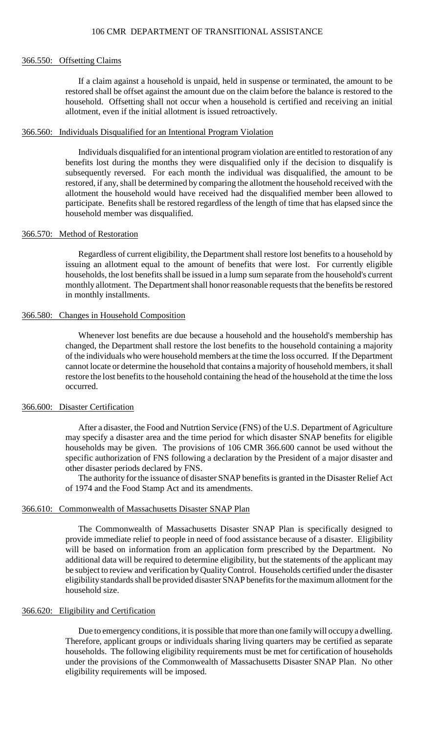## 366.550: Offsetting Claims

If a claim against a household is unpaid, held in suspense or terminated, the amount to be restored shall be offset against the amount due on the claim before the balance is restored to the household. Offsetting shall not occur when a household is certified and receiving an initial allotment, even if the initial allotment is issued retroactively.

## 366.560: Individuals Disqualified for an Intentional Program Violation

Individuals disqualified for an intentional program violation are entitled to restoration of any benefits lost during the months they were disqualified only if the decision to disqualify is subsequently reversed. For each month the individual was disqualified, the amount to be restored, if any, shall be determined by comparing the allotment the household received with the allotment the household would have received had the disqualified member been allowed to participate. Benefits shall be restored regardless of the length of time that has elapsed since the household member was disqualified.

## 366.570: Method of Restoration

Regardless of current eligibility, the Department shall restore lost benefits to a household by issuing an allotment equal to the amount of benefits that were lost. For currently eligible households, the lost benefits shall be issued in a lump sum separate from the household's current monthly allotment. The Department shall honor reasonable requests that the benefits be restored in monthly installments.

## 366.580: Changes in Household Composition

Whenever lost benefits are due because a household and the household's membership has changed, the Department shall restore the lost benefits to the household containing a majority of the individuals who were household members at the time the loss occurred. If the Department cannot locate or determine the household that contains a majority of household members, it shall restore the lost benefits to the household containing the head of the household at the time the loss occurred.

## 366.600: Disaster Certification

After a disaster, the Food and Nutrtion Service (FNS) of the U.S. Department of Agriculture may specify a disaster area and the time period for which disaster SNAP benefits for eligible households may be given. The provisions of 106 CMR 366.600 cannot be used without the specific authorization of FNS following a declaration by the President of a major disaster and other disaster periods declared by FNS.

The authority for the issuance of disaster SNAP benefits is granted in the Disaster Relief Act of 1974 and the Food Stamp Act and its amendments.

## 366.610: Commonwealth of Massachusetts Disaster SNAP Plan

The Commonwealth of Massachusetts Disaster SNAP Plan is specifically designed to provide immediate relief to people in need of food assistance because of a disaster. Eligibility will be based on information from an application form prescribed by the Department. No additional data will be required to determine eligibility, but the statements of the applicant may be subject to review and verification by Quality Control. Households certified under the disaster eligibility standards shall be provided disaster SNAP benefits for the maximum allotment for the household size.

## 366.620: Eligibility and Certification

Due to emergency conditions, it is possible that more than one family will occupy a dwelling. Therefore, applicant groups or individuals sharing living quarters may be certified as separate households. The following eligibility requirements must be met for certification of households under the provisions of the Commonwealth of Massachusetts Disaster SNAP Plan. No other eligibility requirements will be imposed.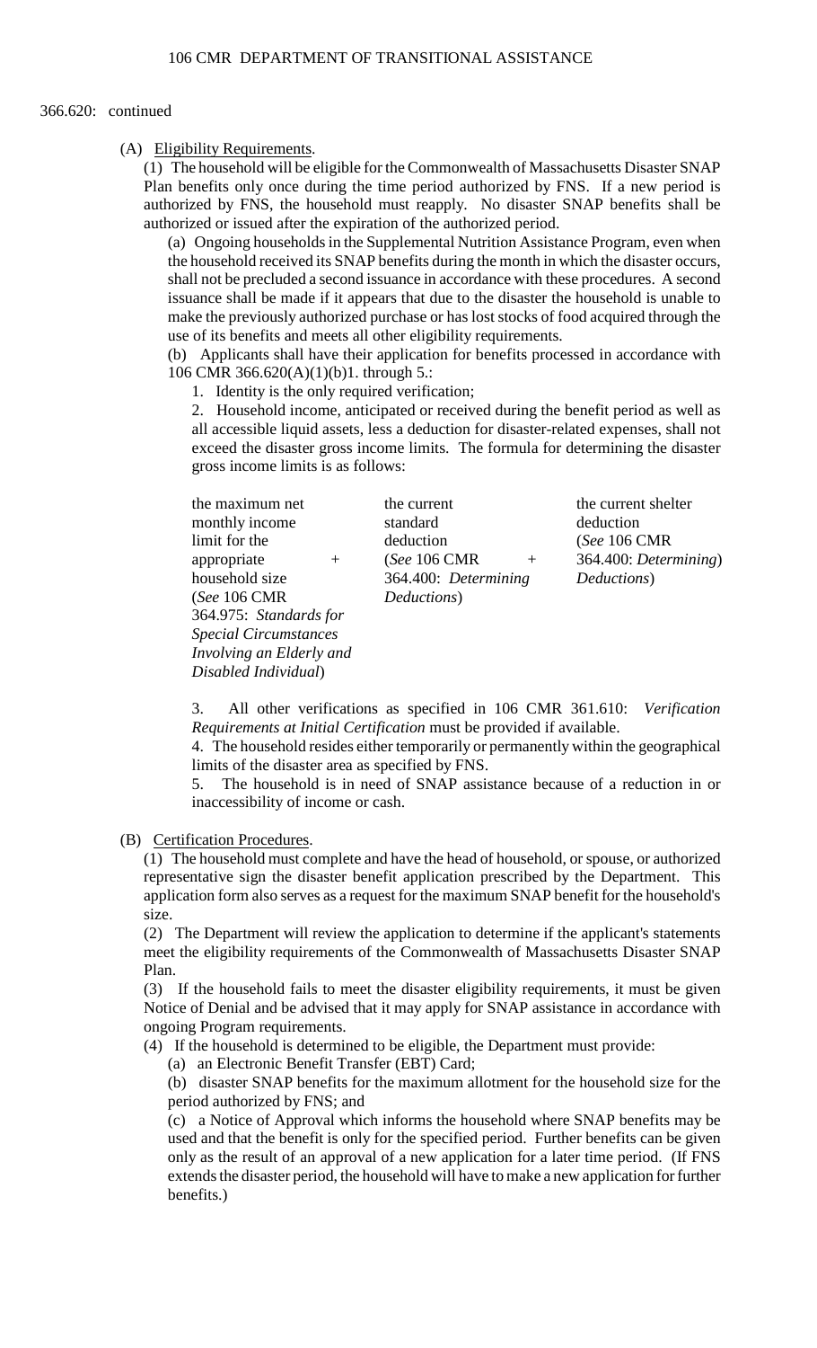366.620: continued

(A) Eligibility Requirements.

(1) The household will be eligible for the Commonwealth of Massachusetts Disaster SNAP Plan benefits only once during the time period authorized by FNS. If a new period is authorized by FNS, the household must reapply. No disaster SNAP benefits shall be authorized or issued after the expiration of the authorized period.

(a) Ongoing households in the Supplemental Nutrition Assistance Program, even when the household received its SNAP benefits during the month in which the disaster occurs, shall not be precluded a second issuance in accordance with these procedures. A second issuance shall be made if it appears that due to the disaster the household is unable to make the previously authorized purchase or has lost stocks of food acquired through the use of its benefits and meets all other eligibility requirements.

(b) Applicants shall have their application for benefits processed in accordance with 106 CMR 366.620(A)(1)(b)1. through 5.:

1. Identity is the only required verification;

2. Household income, anticipated or received during the benefit period as well as all accessible liquid assets, less a deduction for disaster-related expenses, shall not exceed the disaster gross income limits. The formula for determining the disaster gross income limits is as follows:

| the maximum net monthly income limit for the appropriate household size (*See* 106 CMR 364.975: *Standards for Special Circumstances Involving an Elderly and Disabled Individual*) | + | the current standard deduction (*See* 106 CMR 364.400: *Determining Deductions*) | + | the current shelter deduction (*See* 106 CMR 364.400: *Determining Deductions*) |
|---|---|---|---|---|

3. All other verifications as specified in 106 CMR 361.610: *Verification Requirements at Initial Certification* must be provided if available.

4. The household resides either temporarily or permanently within the geographical limits of the disaster area as specified by FNS.

5. The household is in need of SNAP assistance because of a reduction in or inaccessibility of income or cash.

(B) Certification Procedures.

(1) The household must complete and have the head of household, or spouse, or authorized representative sign the disaster benefit application prescribed by the Department. This application form also serves as a request for the maximum SNAP benefit for the household's size.

(2) The Department will review the application to determine if the applicant's statements meet the eligibility requirements of the Commonwealth of Massachusetts Disaster SNAP Plan.

(3) If the household fails to meet the disaster eligibility requirements, it must be given Notice of Denial and be advised that it may apply for SNAP assistance in accordance with ongoing Program requirements.

(4) If the household is determined to be eligible, the Department must provide:

(a) an Electronic Benefit Transfer (EBT) Card;

(b) disaster SNAP benefits for the maximum allotment for the household size for the period authorized by FNS; and

(c) a Notice of Approval which informs the household where SNAP benefits may be used and that the benefit is only for the specified period. Further benefits can be given only as the result of an approval of a new application for a later time period. (If FNS extends the disaster period, the household will have to make a new application for further benefits.)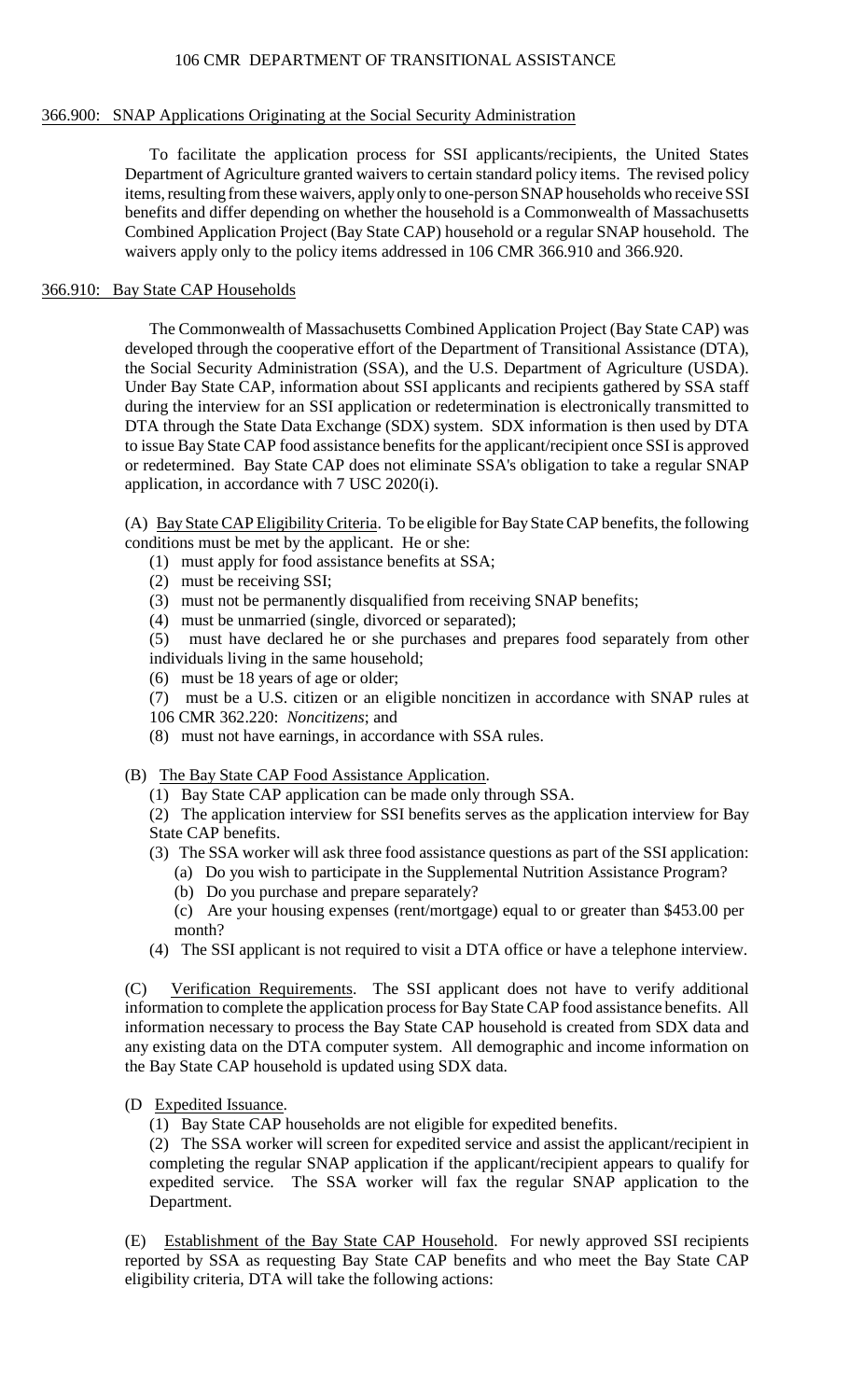## 366.900: SNAP Applications Originating at the Social Security Administration

To facilitate the application process for SSI applicants/recipients, the United States Department of Agriculture granted waivers to certain standard policy items. The revised policy items, resulting from these waivers, apply only to one-person SNAP households who receive SSI benefits and differ depending on whether the household is a Commonwealth of Massachusetts Combined Application Project (Bay State CAP) household or a regular SNAP household. The waivers apply only to the policy items addressed in 106 CMR 366.910 and 366.920.

## 366.910: Bay State CAP Households

The Commonwealth of Massachusetts Combined Application Project (Bay State CAP) was developed through the cooperative effort of the Department of Transitional Assistance (DTA), the Social Security Administration (SSA), and the U.S. Department of Agriculture (USDA). Under Bay State CAP, information about SSI applicants and recipients gathered by SSA staff during the interview for an SSI application or redetermination is electronically transmitted to DTA through the State Data Exchange (SDX) system. SDX information is then used by DTA to issue Bay State CAP food assistance benefits for the applicant/recipient once SSI is approved or redetermined. Bay State CAP does not eliminate SSA's obligation to take a regular SNAP application, in accordance with 7 USC 2020(i).

(A) Bay State CAP Eligibility Criteria. To be eligible for Bay State CAP benefits, the following conditions must be met by the applicant. He or she:

- (1) must apply for food assistance benefits at SSA;
- (2) must be receiving SSI;
- (3) must not be permanently disqualified from receiving SNAP benefits;
- (4) must be unmarried (single, divorced or separated);
- (5) must have declared he or she purchases and prepares food separately from other individuals living in the same household;
- (6) must be 18 years of age or older;
- (7) must be a U.S. citizen or an eligible noncitizen in accordance with SNAP rules at 106 CMR 362.220: *Noncitizens*; and
- (8) must not have earnings, in accordance with SSA rules.

(B) The Bay State CAP Food Assistance Application.

- (1) Bay State CAP application can be made only through SSA.
- (2) The application interview for SSI benefits serves as the application interview for Bay State CAP benefits.
- (3) The SSA worker will ask three food assistance questions as part of the SSI application:
  - (a) Do you wish to participate in the Supplemental Nutrition Assistance Program?
  - (b) Do you purchase and prepare separately?
  - (c) Are your housing expenses (rent/mortgage) equal to or greater than $453.00 per month?
- (4) The SSI applicant is not required to visit a DTA office or have a telephone interview.

(C) Verification Requirements. The SSI applicant does not have to verify additional information to complete the application process for Bay State CAP food assistance benefits. All information necessary to process the Bay State CAP household is created from SDX data and any existing data on the DTA computer system. All demographic and income information on the Bay State CAP household is updated using SDX data.

(D Expedited Issuance.

- (1) Bay State CAP households are not eligible for expedited benefits.
- (2) The SSA worker will screen for expedited service and assist the applicant/recipient in completing the regular SNAP application if the applicant/recipient appears to qualify for expedited service. The SSA worker will fax the regular SNAP application to the Department.

(E) Establishment of the Bay State CAP Household. For newly approved SSI recipients reported by SSA as requesting Bay State CAP benefits and who meet the Bay State CAP eligibility criteria, DTA will take the following actions: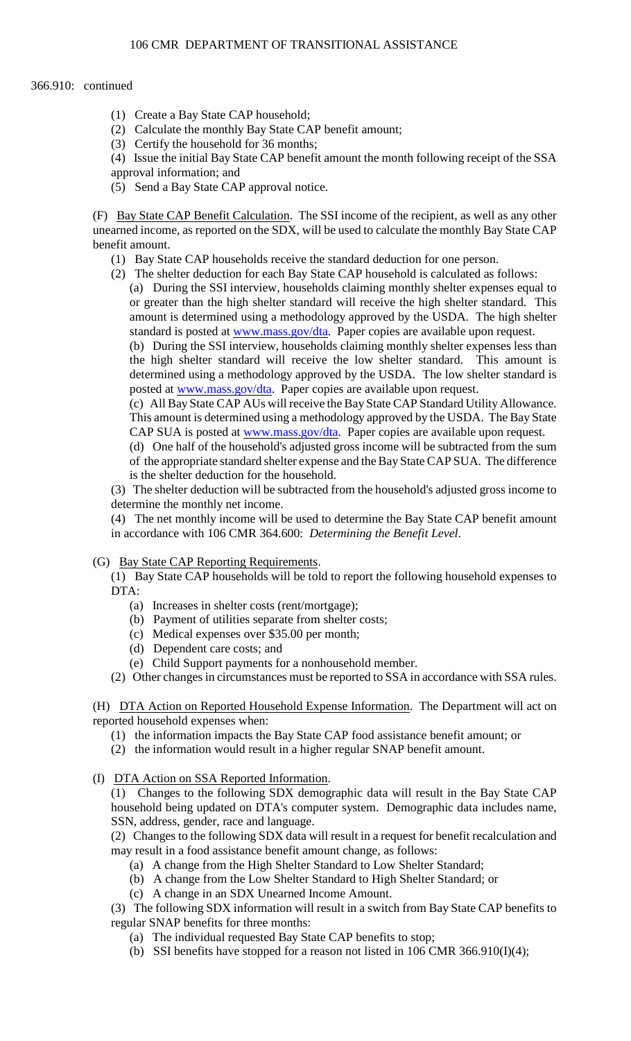366.910: continued

(1) Create a Bay State CAP household;
(2) Calculate the monthly Bay State CAP benefit amount;
(3) Certify the household for 36 months;
(4) Issue the initial Bay State CAP benefit amount the month following receipt of the SSA approval information; and
(5) Send a Bay State CAP approval notice.

(F) Bay State CAP Benefit Calculation. The SSI income of the recipient, as well as any other unearned income, as reported on the SDX, will be used to calculate the monthly Bay State CAP benefit amount.

(1) Bay State CAP households receive the standard deduction for one person.
(2) The shelter deduction for each Bay State CAP household is calculated as follows:
(a) During the SSI interview, households claiming monthly shelter expenses equal to or greater than the high shelter standard will receive the high shelter standard. This amount is determined using a methodology approved by the USDA. The high shelter standard is posted at www.mass.gov/dta. Paper copies are available upon request.
(b) During the SSI interview, households claiming monthly shelter expenses less than the high shelter standard will receive the low shelter standard. This amount is determined using a methodology approved by the USDA. The low shelter standard is posted at www.mass.gov/dta. Paper copies are available upon request.
(c) All Bay State CAP AUs will receive the Bay State CAP Standard Utility Allowance. This amount is determined using a methodology approved by the USDA. The Bay State CAP SUA is posted at www.mass.gov/dta. Paper copies are available upon request.
(d) One half of the household's adjusted gross income will be subtracted from the sum of the appropriate standard shelter expense and the Bay State CAP SUA. The difference is the shelter deduction for the household.
(3) The shelter deduction will be subtracted from the household's adjusted gross income to determine the monthly net income.
(4) The net monthly income will be used to determine the Bay State CAP benefit amount in accordance with 106 CMR 364.600: *Determining the Benefit Level*.

(G) Bay State CAP Reporting Requirements.

(1) Bay State CAP households will be told to report the following household expenses to DTA:
(a) Increases in shelter costs (rent/mortgage);
(b) Payment of utilities separate from shelter costs;
(c) Medical expenses over $35.00 per month;
(d) Dependent care costs; and
(e) Child Support payments for a nonhousehold member.
(2) Other changes in circumstances must be reported to SSA in accordance with SSA rules.

(H) DTA Action on Reported Household Expense Information. The Department will act on reported household expenses when:

(1) the information impacts the Bay State CAP food assistance benefit amount; or
(2) the information would result in a higher regular SNAP benefit amount.

(I) DTA Action on SSA Reported Information.

(1) Changes to the following SDX demographic data will result in the Bay State CAP household being updated on DTA's computer system. Demographic data includes name, SSN, address, gender, race and language.
(2) Changes to the following SDX data will result in a request for benefit recalculation and may result in a food assistance benefit amount change, as follows:
(a) A change from the High Shelter Standard to Low Shelter Standard;
(b) A change from the Low Shelter Standard to High Shelter Standard; or
(c) A change in an SDX Unearned Income Amount.
(3) The following SDX information will result in a switch from Bay State CAP benefits to regular SNAP benefits for three months:
(a) The individual requested Bay State CAP benefits to stop;
(b) SSI benefits have stopped for a reason not listed in 106 CMR 366.910(I)(4);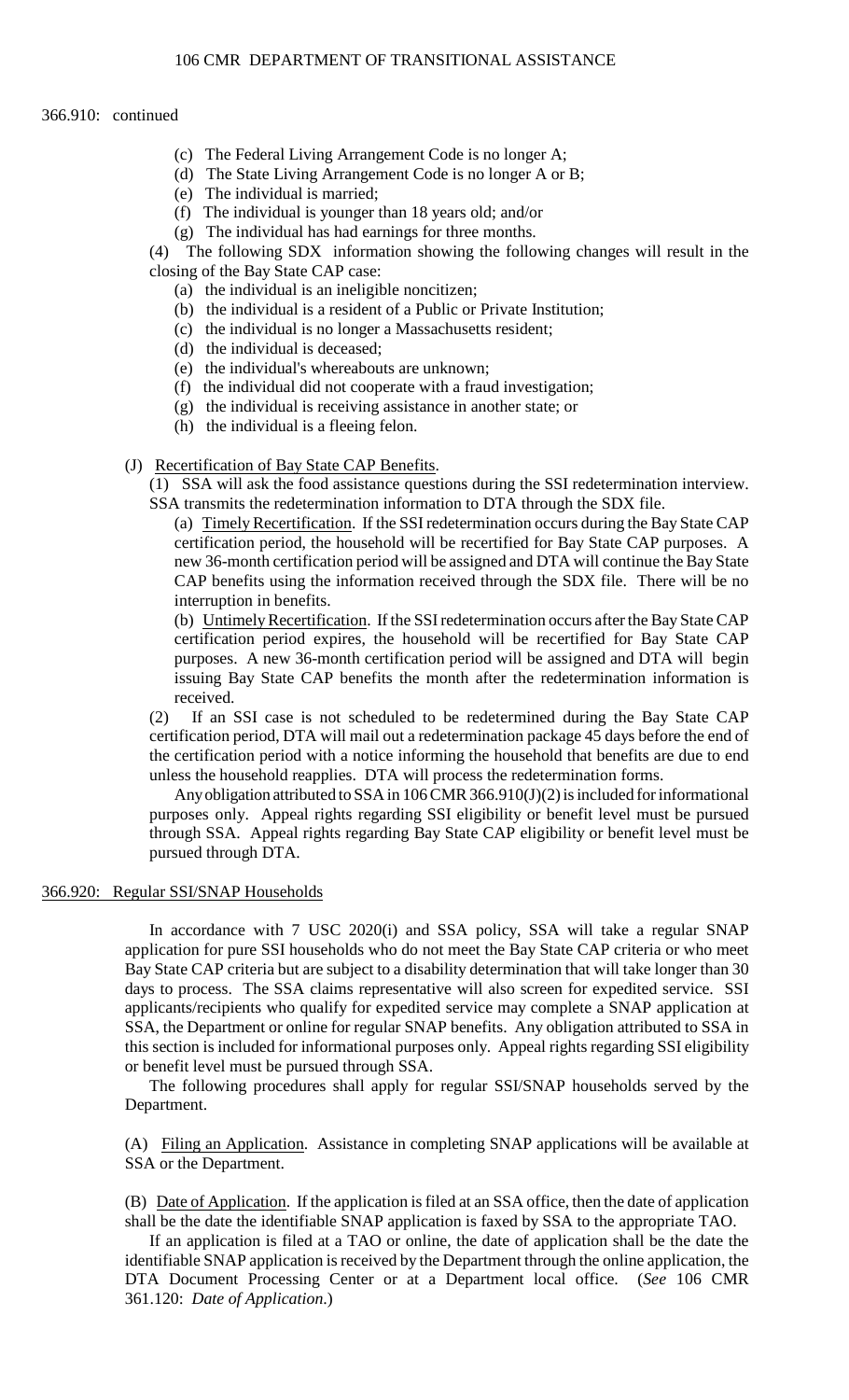366.910: continued

(c) The Federal Living Arrangement Code is no longer A;
(d) The State Living Arrangement Code is no longer A or B;
(e) The individual is married;
(f) The individual is younger than 18 years old; and/or
(g) The individual has had earnings for three months.

(4) The following SDX information showing the following changes will result in the closing of the Bay State CAP case:

(a) the individual is an ineligible noncitizen;
(b) the individual is a resident of a Public or Private Institution;
(c) the individual is no longer a Massachusetts resident;
(d) the individual is deceased;
(e) the individual's whereabouts are unknown;
(f) the individual did not cooperate with a fraud investigation;
(g) the individual is receiving assistance in another state; or
(h) the individual is a fleeing felon.

(J) Recertification of Bay State CAP Benefits.

(1) SSA will ask the food assistance questions during the SSI redetermination interview. SSA transmits the redetermination information to DTA through the SDX file.

(a) Timely Recertification. If the SSI redetermination occurs during the Bay State CAP certification period, the household will be recertified for Bay State CAP purposes. A new 36-month certification period will be assigned and DTA will continue the Bay State CAP benefits using the information received through the SDX file. There will be no interruption in benefits.

(b) Untimely Recertification. If the SSI redetermination occurs after the Bay State CAP certification period expires, the household will be recertified for Bay State CAP purposes. A new 36-month certification period will be assigned and DTA will begin issuing Bay State CAP benefits the month after the redetermination information is received.

(2) If an SSI case is not scheduled to be redetermined during the Bay State CAP certification period, DTA will mail out a redetermination package 45 days before the end of the certification period with a notice informing the household that benefits are due to end unless the household reapplies. DTA will process the redetermination forms.

Any obligation attributed to SSA in 106 CMR 366.910(J)(2) is included for informational purposes only. Appeal rights regarding SSI eligibility or benefit level must be pursued through SSA. Appeal rights regarding Bay State CAP eligibility or benefit level must be pursued through DTA.

366.920: Regular SSI/SNAP Households

In accordance with 7 USC 2020(i) and SSA policy, SSA will take a regular SNAP application for pure SSI households who do not meet the Bay State CAP criteria or who meet Bay State CAP criteria but are subject to a disability determination that will take longer than 30 days to process. The SSA claims representative will also screen for expedited service. SSI applicants/recipients who qualify for expedited service may complete a SNAP application at SSA, the Department or online for regular SNAP benefits. Any obligation attributed to SSA in this section is included for informational purposes only. Appeal rights regarding SSI eligibility or benefit level must be pursued through SSA.

The following procedures shall apply for regular SSI/SNAP households served by the Department.

(A) Filing an Application. Assistance in completing SNAP applications will be available at SSA or the Department.

(B) Date of Application. If the application is filed at an SSA office, then the date of application shall be the date the identifiable SNAP application is faxed by SSA to the appropriate TAO.

If an application is filed at a TAO or online, the date of application shall be the date the identifiable SNAP application is received by the Department through the online application, the DTA Document Processing Center or at a Department local office. (*See* 106 CMR 361.120: *Date of Application*.)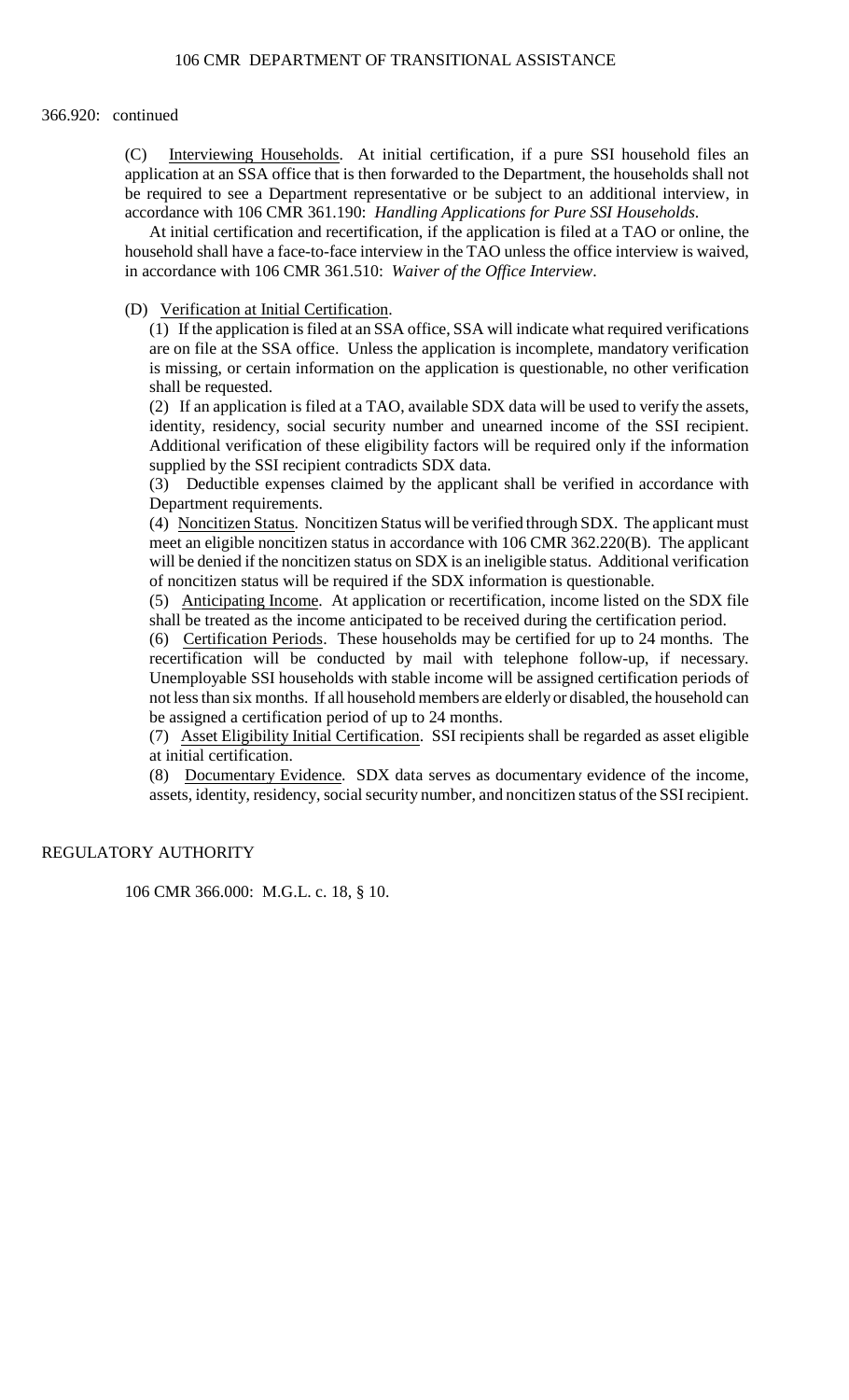366.920: continued

(C) Interviewing Households. At initial certification, if a pure SSI household files an application at an SSA office that is then forwarded to the Department, the households shall not be required to see a Department representative or be subject to an additional interview, in accordance with 106 CMR 361.190: *Handling Applications for Pure SSI Households*.

At initial certification and recertification, if the application is filed at a TAO or online, the household shall have a face-to-face interview in the TAO unless the office interview is waived, in accordance with 106 CMR 361.510: *Waiver of the Office Interview*.

(D) Verification at Initial Certification.

(1) If the application is filed at an SSA office, SSA will indicate what required verifications are on file at the SSA office. Unless the application is incomplete, mandatory verification is missing, or certain information on the application is questionable, no other verification shall be requested.

(2) If an application is filed at a TAO, available SDX data will be used to verify the assets, identity, residency, social security number and unearned income of the SSI recipient. Additional verification of these eligibility factors will be required only if the information supplied by the SSI recipient contradicts SDX data.

(3) Deductible expenses claimed by the applicant shall be verified in accordance with Department requirements.

(4) Noncitizen Status. Noncitizen Status will be verified through SDX. The applicant must meet an eligible noncitizen status in accordance with 106 CMR 362.220(B). The applicant will be denied if the noncitizen status on SDX is an ineligible status. Additional verification of noncitizen status will be required if the SDX information is questionable.

(5) Anticipating Income. At application or recertification, income listed on the SDX file shall be treated as the income anticipated to be received during the certification period.

(6) Certification Periods. These households may be certified for up to 24 months. The recertification will be conducted by mail with telephone follow-up, if necessary. Unemployable SSI households with stable income will be assigned certification periods of not less than six months. If all household members are elderly or disabled, the household can be assigned a certification period of up to 24 months.

(7) Asset Eligibility Initial Certification. SSI recipients shall be regarded as asset eligible at initial certification.

(8) Documentary Evidence. SDX data serves as documentary evidence of the income, assets, identity, residency, social security number, and noncitizen status of the SSI recipient.

REGULATORY AUTHORITY

106 CMR 366.000: M.G.L. c. 18, § 10.